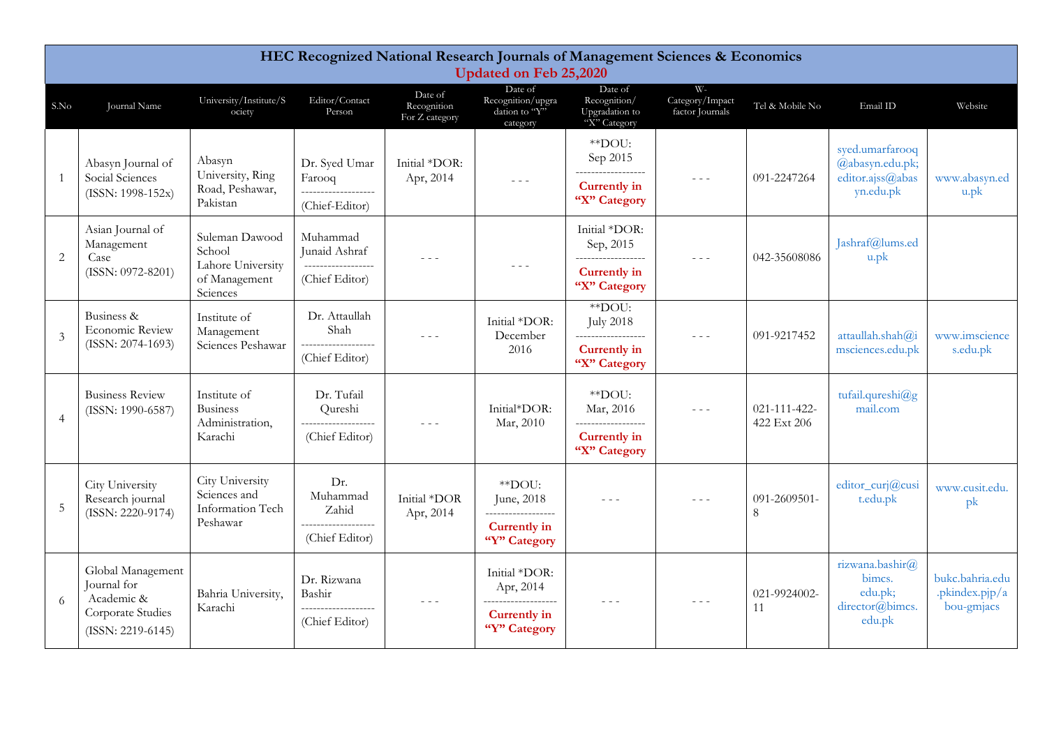# HEC Recognized National Research Journals of Management Sciences & Economics

**Updated on Feb 25,2020**

| S.No | Journal Name | University/Institute/Society | Editor/Contact Person | Date of Recognition For Z category | Date of Recognition/upgradation to "Y" category | Date of Recognition/ Upgradation to "X" Category | W-Category/Impact factor Journals | Tel & Mobile No | Email ID | Website |
|---|---|---|---|---|---|---|---|---|---|---|
| 1 | Abasyn Journal of Social Sciences (ISSN: 1998-152x) | Abasyn University, Ring Road, Peshawar, Pakistan | Dr. Syed Umar Farooq ------------------- (Chief-Editor) | Initial *DOR: Apr, 2014 | - - - | **DOU: Sep 2015 ------------------ **Currently in "X" Category** | - - - | 091-2247264 | syed.umarfarooq@abasyn.edu.pk; editor.ajss@abasyn.edu.pk | www.abasyn.edu.pk |
| 2 | Asian Journal of Management Case (ISSN: 0972-8201) | Suleman Dawood School Lahore University of Management Sciences | Muhammad Junaid Ashraf ------------------ (Chief Editor) | - - - | - - - | Initial *DOR: Sep, 2015 ------------------ **Currently in "X" Category** | - - - | 042-35608086 | Jashraf@lums.edu.pk | |
| 3 | Business & Economic Review (ISSN: 2074-1693) | Institute of Management Sciences Peshawar | Dr. Attaullah Shah ------------------- (Chief Editor) | - - - | Initial *DOR: December 2016 | **DOU: July 2018 ------------------ **Currently in "X" Category** | - - - | 091-9217452 | attaullah.shah@imsciences.edu.pk | www.imsciences.edu.pk |
| 4 | Business Review (ISSN: 1990-6587) | Institute of Business Administration, Karachi | Dr. Tufail Qureshi ------------------- (Chief Editor) | - - - | Initial*DOR: Mar, 2010 | **DOU: Mar, 2016 ------------------ **Currently in "X" Category** | - - - | 021-111-422-422 Ext 206 | tufail.qureshi@gmail.com | |
| 5 | City University Research journal (ISSN: 2220-9174) | City University Sciences and Information Tech Peshawar | Dr. Muhammad Zahid ------------------- (Chief Editor) | Initial *DOR Apr, 2014 | **DOU: June, 2018 ------------------ **Currently in "Y" Category** | - - - | - - - | 091-2609501-8 | editor_curj@cusit.edu.pk | www.cusit.edu.pk |
| 6 | Global Management Journal for Academic & Corporate Studies (ISSN: 2219-6145) | Bahria University, Karachi | Dr. Rizwana Bashir ------------------- (Chief Editor) | - - - | Initial *DOR: Apr, 2014 ------------------- **Currently in "Y" Category** | - - - | - - - | 021-9924002-11 | rizwana.bashir@bimcs.edu.pk; director@bimcs.edu.pk | bukc.bahria.edu.pkindex.pjp/abou-gmjacs |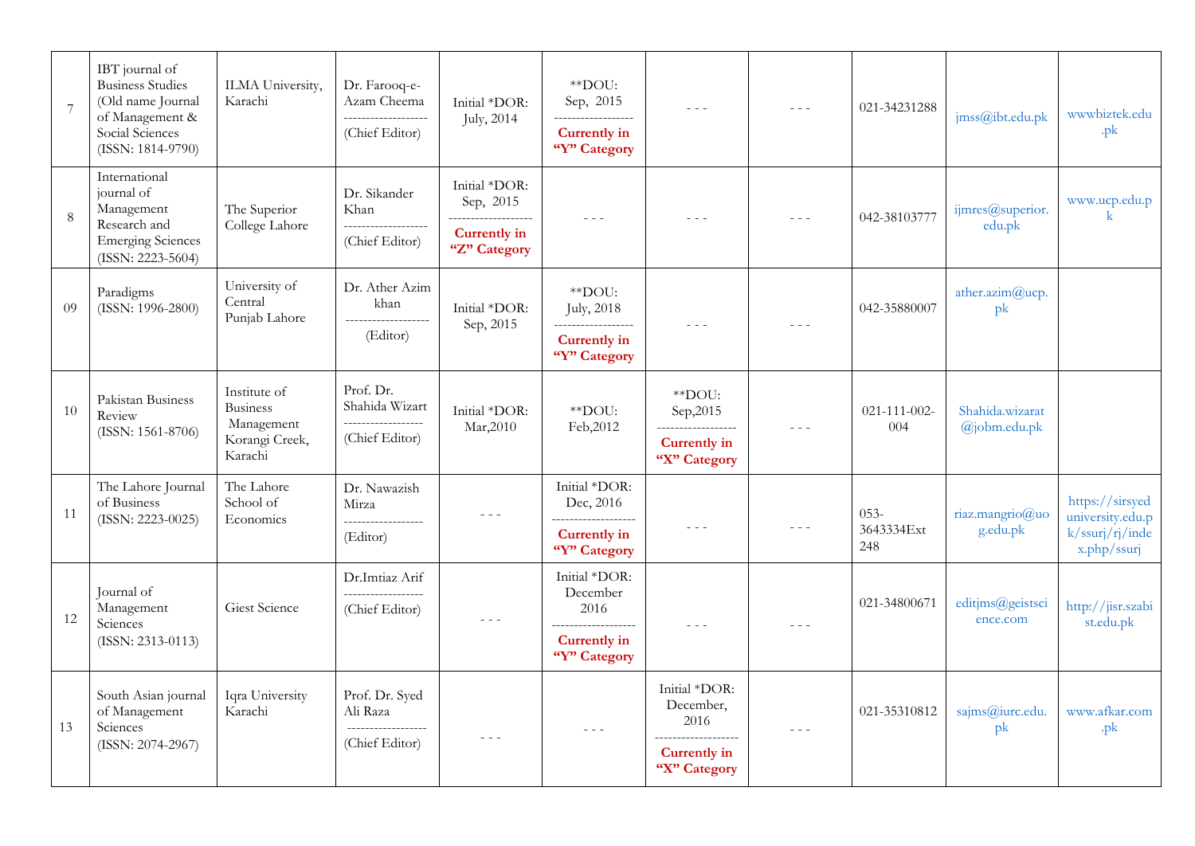| 7 | IBT journal of Business Studies (Old name Journal of Management & Social Sciences (ISSN: 1814-9790) | ILMA University, Karachi | Dr. Farooq-e-Azam Cheema ------------------- (Chief Editor) | Initial *DOR: July, 2014 | **DOU: Sep, 2015 ------------------ **Currently in "Y" Category** | - - - | - - - | 021-34231288 | jmss@ibt.edu.pk | wwwbiztek.edu.pk |
|---|---|---|---|---|---|---|---|---|---|---|
| 8 | International journal of Management Research and Emerging Sciences (ISSN: 2223-5604) | The Superior College Lahore | Dr. Sikander Khan ------------------- (Chief Editor) | Initial *DOR: Sep, 2015 ------------------- **Currently in "Z" Category** | - - - | - - - | - - - | 042-38103777 | ijmres@superior.edu.pk | www.ucp.edu.pk |
| 09 | Paradigms (ISSN: 1996-2800) | University of Central Punjab Lahore | Dr. Ather Azim khan ------------------- (Editor) | Initial *DOR: Sep, 2015 | **DOU: July, 2018 ------------------ **Currently in "Y" Category** | - - - | - - - | 042-35880007 | ather.azim@ucp.pk | |
| 10 | Pakistan Business Review (ISSN: 1561-8706) | Institute of Business Management Korangi Creek, Karachi | Prof. Dr. Shahida Wizart ------------------ (Chief Editor) | Initial *DOR: Mar,2010 | **DOU: Feb,2012 | **DOU: Sep,2015 ------------------ **Currently in "X" Category** | - - - | 021-111-002-004 | Shahida.wizarat@jobm.edu.pk | |
| 11 | The Lahore Journal of Business (ISSN: 2223-0025) | The Lahore School of Economics | Dr. Nawazish Mirza ------------------ (Editor) | - - - | Initial *DOR: Dec, 2016 ------------------- **Currently in "Y" Category** | - - - | - - - | 053-3643334Ext 248 | riaz.mangrio@uog.edu.pk | https://sirsyeduniversity.edu.pk/ssurj/rj/index.php/ssurj |
| 12 | Journal of Management Sciences (ISSN: 2313-0113) | Giest Science | Dr.Imtiaz Arif ------------------ (Chief Editor) | - - - | Initial *DOR: December 2016 ------------------- **Currently in "Y" Category** | - - - | - - - | 021-34800671 | editjms@geistscience.com | http://jisr.szabist.edu.pk |
| 13 | South Asian journal of Management Sciences (ISSN: 2074-2967) | Iqra University Karachi | Prof. Dr. Syed Ali Raza ------------------ (Chief Editor) | - - - | - - - | Initial *DOR: December, 2016 ------------------- **Currently in "X" Category** | - - - | 021-35310812 | sajms@iurc.edu.pk | www.afkar.com.pk |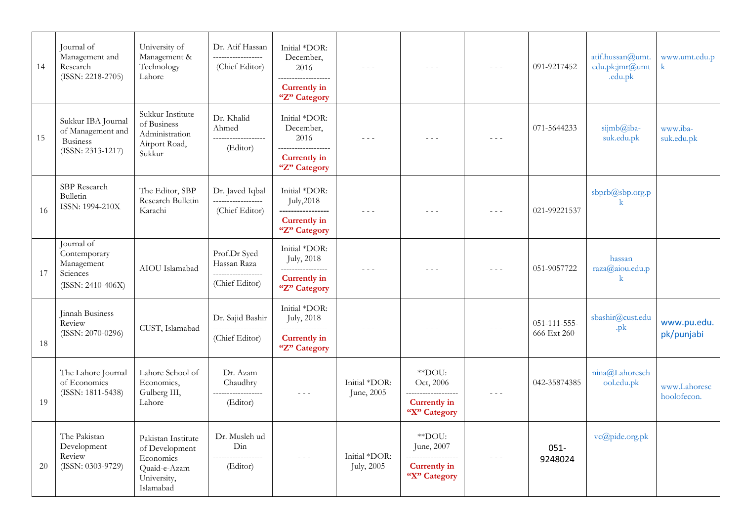| 14 | Journal of Management and Research (ISSN: 2218-2705) | University of Management & Technology Lahore | Dr. Atif Hassan ------------------ (Chief Editor) | Initial *DOR: December, 2016 ------------------- **Currently in "Z" Category** | - - - | - - - | - - - | 091-9217452 | atif.hussan@umt.edu.pk;jmr@umt.edu.pk | www.umt.edu.pk |
|---|---|---|---|---|---|---|---|---|---|---|
| 15 | Sukkur IBA Journal of Management and Business (ISSN: 2313-1217) | Sukkur Institute of Business Administration Airport Road, Sukkur | Dr. Khalid Ahmed ------------------- (Editor) | Initial *DOR: December, 2016 ------------------- **Currently in "Z" Category** | - - - | - - - | - - - | 071-5644233 | sijmb@iba-suk.edu.pk | www.iba-suk.edu.pk |
| 16 | SBP Research Bulletin ISSN: 1994-210X | The Editor, SBP Research Bulletin Karachi | Dr. Javed Iqbal ------------------ (Chief Editor) | Initial *DOR: July,2018 ---------------- **Currently in "Z" Category** | - - - | - - - | - - - | 021-99221537 | sbprb@sbp.org.pk | |
| 17 | Journal of Contemporary Management Sciences (ISSN: 2410-406X) | AIOU Islamabad | Prof.Dr Syed Hassan Raza ------------------ (Chief Editor) | Initial *DOR: July, 2018 ----------------- **Currently in "Z" Category** | - - - | - - - | - - - | 051-9057722 | hassan raza@aiou.edu.pk | |
| 18 | Jinnah Business Review (ISSN: 2070-0296) | CUST, Islamabad | Dr. Sajid Bashir ------------------ (Chief Editor) | Initial *DOR: July, 2018 ----------------- **Currently in "Z" Category** | - - - | - - - | - - - | 051-111-555-666 Ext 260 | sbashir@cust.edu.pk | www.pu.edu.pk/punjabi |
| 19 | The Lahore Journal of Economics (ISSN: 1811-5438) | Lahore School of Economics, Gulberg III, Lahore | Dr. Azam Chaudhry ------------------ (Editor) | - - - | Initial *DOR: June, 2005 | **DOU: Oct, 2006 ------------------- **Currently in "X" Category** | - - - | 042-35874385 | nina@Lahoreschool.edu.pk | www.Lahoreschoolofecon. |
| 20 | The Pakistan Development Review (ISSN: 0303-9729) | Pakistan Institute of Development Economics Quaid-e-Azam University, Islamabad | Dr. Musleh ud Din ------------------ (Editor) | - - - | Initial *DOR: July, 2005 | **DOU: June, 2007 ------------------- **Currently in "X" Category** | - - - | 051-9248024 | vc@pide.org.pk | |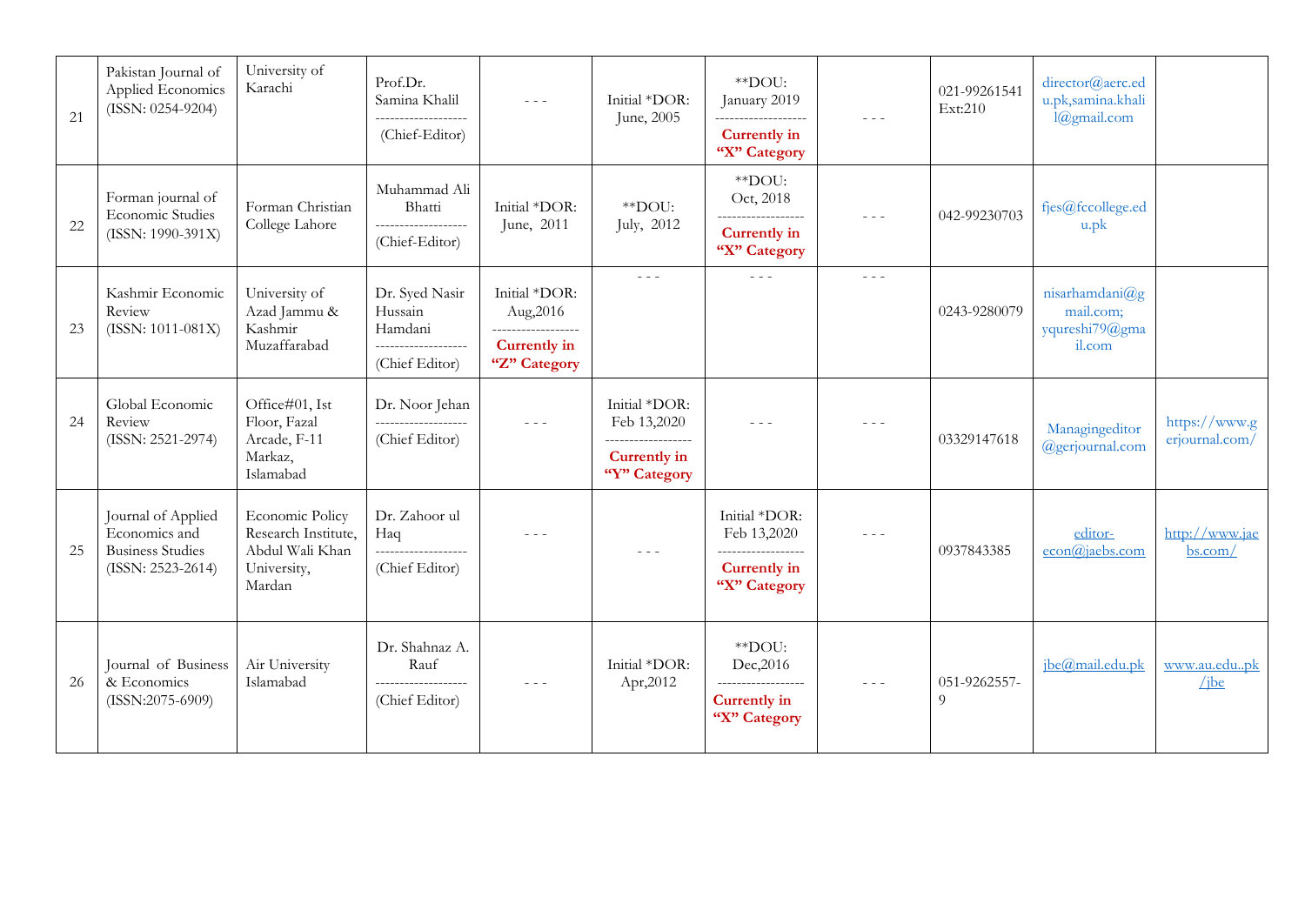| 21 | Pakistan Journal of Applied Economics (ISSN: 0254-9204) | University of Karachi | Prof.Dr. Samina Khalil ------------------- (Chief-Editor) | - - - | Initial *DOR: June, 2005 | **DOU: January 2019 ------------------- **Currently in "X" Category** | - - - | 021-99261541 Ext:210 | director@aerc.edu.pk,samina.khalil@gmail.com | |
|---|---|---|---|---|---|---|---|---|---|---|
| 22 | Forman journal of Economic Studies (ISSN: 1990-391X) | Forman Christian College Lahore | Muhammad Ali Bhatti ------------------- (Chief-Editor) | Initial *DOR: June, 2011 | **DOU: July, 2012 | **DOU: Oct, 2018 ------------------ **Currently in "X" Category** | - - - | 042-99230703 | fjes@fccollege.edu.pk | |
| 23 | Kashmir Economic Review (ISSN: 1011-081X) | University of Azad Jammu & Kashmir Muzaffarabad | Dr. Syed Nasir Hussain Hamdani ------------------- (Chief Editor) | Initial *DOR: Aug,2016 ------------------ **Currently in "Z" Category** | - - - | - - - | - - - | 0243-9280079 | nisarhamdani@gmail.com; yqureshi79@gmail.com | |
| 24 | Global Economic Review (ISSN: 2521-2974) | Office#01, Ist Floor, Fazal Arcade, F-11 Markaz, Islamabad | Dr. Noor Jehan ------------------- (Chief Editor) | - - - | Initial *DOR: Feb 13,2020 ------------------ **Currently in "Y" Category** | - - - | - - - | 03329147618 | Managingeditor@gerjournal.com | https://www.gerjournal.com/ |
| 25 | Journal of Applied Economics and Business Studies (ISSN: 2523-2614) | Economic Policy Research Institute, Abdul Wali Khan University, Mardan | Dr. Zahoor ul Haq ------------------- (Chief Editor) | - - - | - - - | Initial *DOR: Feb 13,2020 ------------------ **Currently in "X" Category** | - - - | 0937843385 | editor-econ@jaebs.com | http://www.jaebs.com/ |
| 26 | Journal of Business & Economics (ISSN:2075-6909) | Air University Islamabad | Dr. Shahnaz A. Rauf ------------------- (Chief Editor) | - - - | Initial *DOR: Apr,2012 | **DOU: Dec,2016 ------------------ **Currently in "X" Category** | - - - | 051-9262557-9 | jbe@mail.edu.pk | www.au.edu..pk/jbe |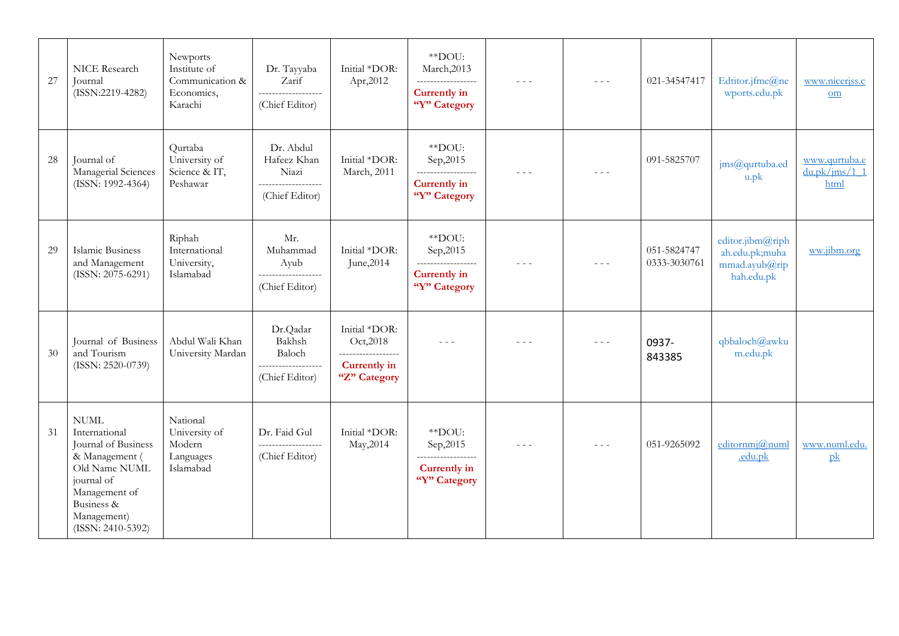| 27 | NICE Research Journal (ISSN:2219-4282) | Newports Institute of Communication & Economics, Karachi | Dr. Tayyaba Zarif ------------------- (Chief Editor) | Initial *DOR: Apr,2012 | **DOU: March,2013 ------------------ **Currently in "Y" Category** | - - - | - - - | 021-34547417 | Edtitor.jfme@newports.edu.pk | www.nicerjss.com |
|---|---|---|---|---|---|---|---|---|---|---|
| 28 | Journal of Managerial Sciences (ISSN: 1992-4364) | Qurtaba University of Science & IT, Peshawar | Dr. Abdul Hafeez Khan Niazi ------------------- (Chief Editor) | Initial *DOR: March, 2011 | **DOU: Sep,2015 ------------------ **Currently in "Y" Category** | - - - | - - - | 091-5825707 | jms@qurtuba.edu.pk | www.qurtuba.edu.pk/jms/1_1html |
| 29 | Islamic Business and Management (ISSN: 2075-6291) | Riphah International University, Islamabad | Mr. Muhammad Ayub ------------------- (Chief Editor) | Initial *DOR: June,2014 | **DOU: Sep,2015 ------------------ **Currently in "Y" Category** | - - - | - - - | 051-5824747 0333-3030761 | editor.jibm@riphah.edu.pk;muhammad.ayub@riphah.edu.pk | ww.jibm.org |
| 30 | Journal of Business and Tourism (ISSN: 2520-0739) | Abdul Wali Khan University Mardan | Dr.Qadar Bakhsh Baloch ------------------- (Chief Editor) | Initial *DOR: Oct,2018 ------------------ **Currently in "Z" Category** | - - - | - - - | - - - | 0937-843385 | qbbaloch@awkum.edu.pk | |
| 31 | NUML International Journal of Business & Management ( Old Name NUML journal of Management of Business & Management) (ISSN: 2410-5392) | National University of Modern Languages Islamabad | Dr. Faid Gul ------------------- (Chief Editor) | Initial *DOR: May,2014 | **DOU: Sep,2015 ------------------ **Currently in "Y" Category** | - - - | - - - | 051-9265092 | editornmj@numl.edu.pk | www.numl.edu.pk |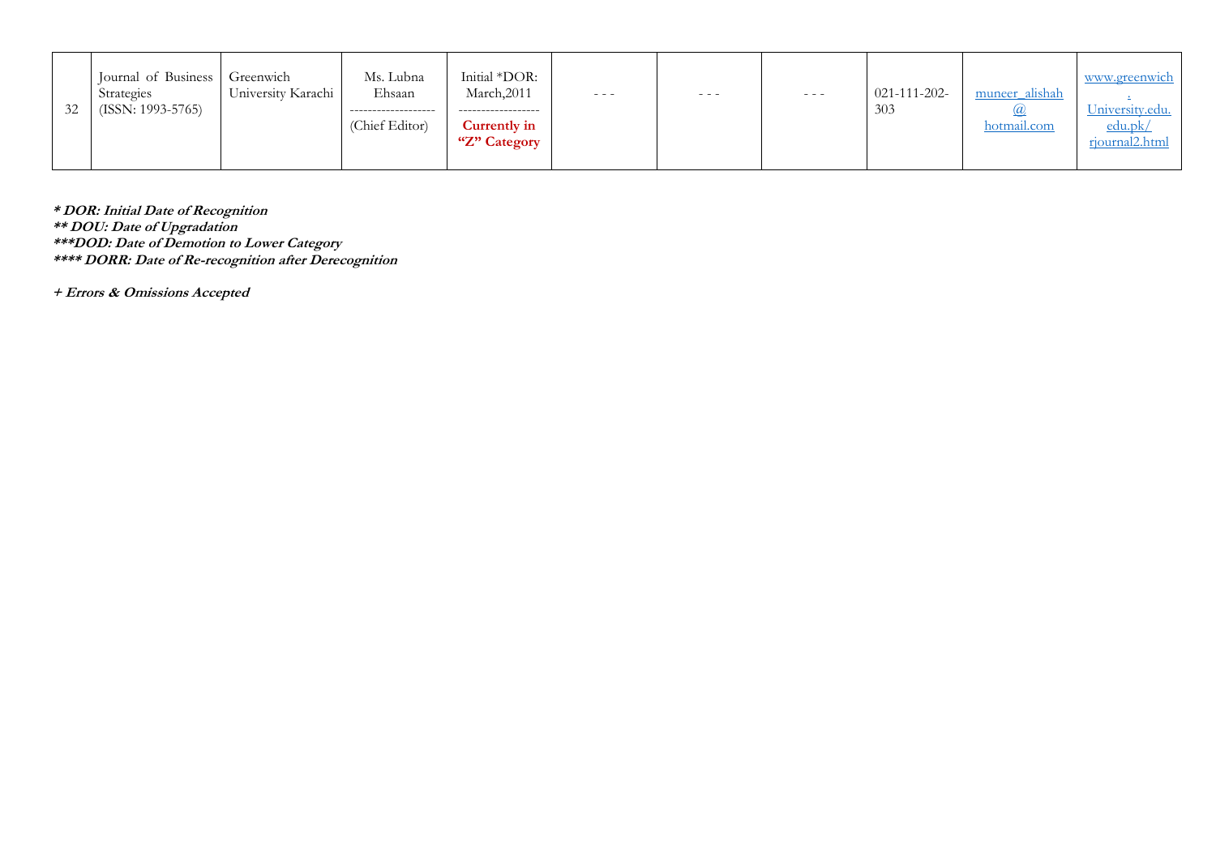| | | | | | | | | | | |
|---|---|---|---|---|---|---|---|---|---|---|
| 32 | Journal of Business Strategies (ISSN: 1993-5765) | Greenwich University Karachi | Ms. Lubna Ehsaan ------------------- (Chief Editor) | Initial *DOR: March,2011 ------------------ **Currently in "Z" Category** | - - - | - - - | - - - | 021-111-202-303 | muneer_alishah@hotmail.com | www.greenwich.University.edu.edu.pk/rjournal2.html |

***\* DOR: Initial Date of Recognition***
***\*\* DOU: Date of Upgradation***
***\*\*\*DOD: Date of Demotion to Lower Category***
***\*\*\*\* DORR: Date of Re-recognition after Derecognition***

***+ Errors & Omissions Accepted***